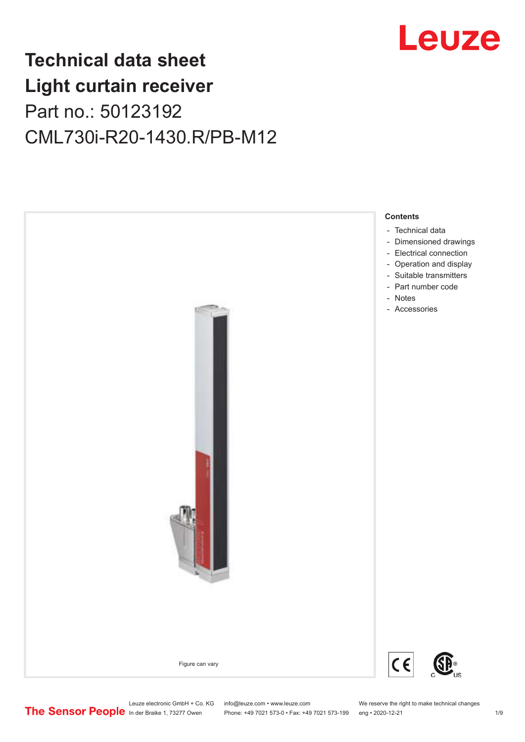# Technical data sheet
# Light curtain receiver

Part no.: 50123192

CML730i-R20-1430.R/PB-M12

Figure can vary

**Contents**

- Technical data
- Dimensioned drawings
- Electrical connection
- Operation and display
- Suitable transmitters
- Part number code
- Notes
- Accessories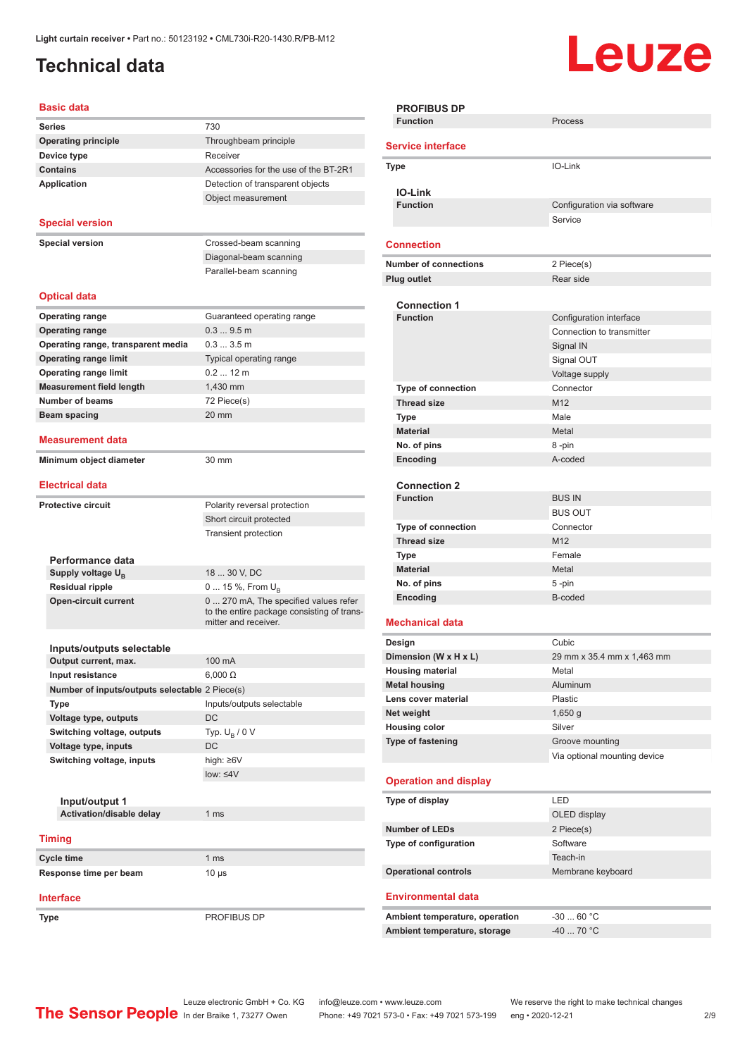# Technical data

## Basic data

| | |
|---|---|
| **Series** | 730 |
| **Operating principle** | Throughbeam principle |
| **Device type** | Receiver |
| **Contains** | Accessories for the use of the BT-2R1 |
| **Application** | Detection of transparent objects |
| | Object measurement |

## Special version

| | |
|---|---|
| **Special version** | Crossed-beam scanning |
| | Diagonal-beam scanning |
| | Parallel-beam scanning |

## Optical data

| | |
|---|---|
| **Operating range** | Guaranteed operating range |
| **Operating range** | 0.3 ... 9.5 m |
| **Operating range, transparent media** | 0.3 ... 3.5 m |
| **Operating range limit** | Typical operating range |
| **Operating range limit** | 0.2 ... 12 m |
| **Measurement field length** | 1,430 mm |
| **Number of beams** | 72 Piece(s) |
| **Beam spacing** | 20 mm |

## Measurement data

| | |
|---|---|
| **Minimum object diameter** | 30 mm |

## Electrical data

| | |
|---|---|
| **Protective circuit** | Polarity reversal protection |
| | Short circuit protected |
| | Transient protection |

### Performance data

| | |
|---|---|
| **Supply voltage $U_B$** | 18 ... 30 V, DC |
| **Residual ripple** | 0 ... 15 %, From $U_B$ |
| **Open-circuit current** | 0 ... 270 mA, The specified values refer to the entire package consisting of transmitter and receiver. |

### Inputs/outputs selectable

| | |
|---|---|
| **Output current, max.** | 100 mA |
| **Input resistance** | 6,000 Ω |
| **Number of inputs/outputs selectable** | 2 Piece(s) |
| **Type** | Inputs/outputs selectable |
| **Voltage type, outputs** | DC |
| **Switching voltage, outputs** | Typ. $U_B$ / 0 V |
| **Voltage type, inputs** | DC |
| **Switching voltage, inputs** | high: ≥6V |
| | low: ≤4V |

#### Input/output 1

| | |
|---|---|
| **Activation/disable delay** | 1 ms |

## Timing

| | |
|---|---|
| **Cycle time** | 1 ms |
| **Response time per beam** | 10 µs |

## Interface

| | |
|---|---|
| **Type** | PROFIBUS DP |

### PROFIBUS DP

| | |
|---|---|
| **Function** | Process |

## Service interface

| | |
|---|---|
| **Type** | IO-Link |

### IO-Link

| | |
|---|---|
| **Function** | Configuration via software |
| | Service |

## Connection

| | |
|---|---|
| **Number of connections** | 2 Piece(s) |
| **Plug outlet** | Rear side |

### Connection 1

| | |
|---|---|
| **Function** | Configuration interface |
| | Connection to transmitter |
| | Signal IN |
| | Signal OUT |
| | Voltage supply |
| **Type of connection** | Connector |
| **Thread size** | M12 |
| **Type** | Male |
| **Material** | Metal |
| **No. of pins** | 8 -pin |
| **Encoding** | A-coded |

### Connection 2

| | |
|---|---|
| **Function** | BUS IN |
| | BUS OUT |
| **Type of connection** | Connector |
| **Thread size** | M12 |
| **Type** | Female |
| **Material** | Metal |
| **No. of pins** | 5 -pin |
| **Encoding** | B-coded |

## Mechanical data

| | |
|---|---|
| **Design** | Cubic |
| **Dimension (W x H x L)** | 29 mm x 35.4 mm x 1,463 mm |
| **Housing material** | Metal |
| **Metal housing** | Aluminum |
| **Lens cover material** | Plastic |
| **Net weight** | 1,650 g |
| **Housing color** | Silver |
| **Type of fastening** | Groove mounting |
| | Via optional mounting device |

## Operation and display

| | |
|---|---|
| **Type of display** | LED |
| | OLED display |
| **Number of LEDs** | 2 Piece(s) |
| **Type of configuration** | Software |
| | Teach-in |
| **Operational controls** | Membrane keyboard |

## Environmental data

| | |
|---|---|
| **Ambient temperature, operation** | -30 ... 60 °C |
| **Ambient temperature, storage** | -40 ... 70 °C |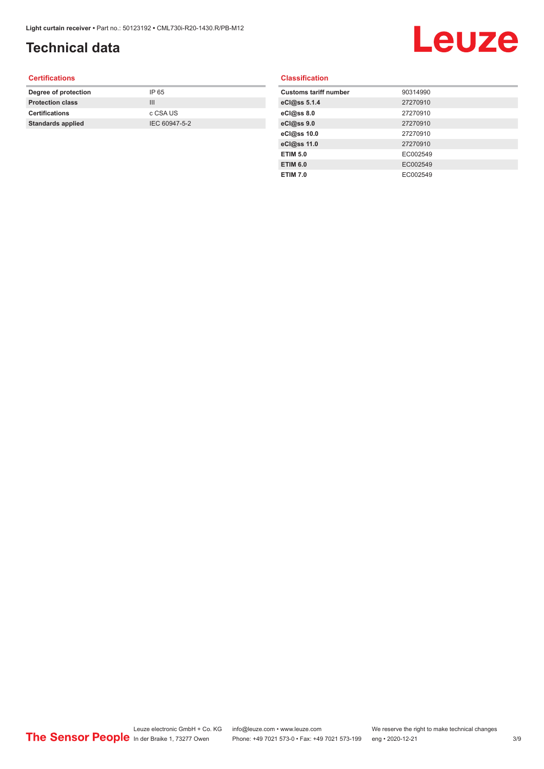# Technical data

### Certifications

| | |
|---|---|
| **Degree of protection** | IP 65 |
| **Protection class** | III |
| **Certifications** | c CSA US |
| **Standards applied** | IEC 60947-5-2 |

### Classification

| | |
|---|---|
| **Customs tariff number** | 90314990 |
| **eCl@ss 5.1.4** | 27270910 |
| **eCl@ss 8.0** | 27270910 |
| **eCl@ss 9.0** | 27270910 |
| **eCl@ss 10.0** | 27270910 |
| **eCl@ss 11.0** | 27270910 |
| **ETIM 5.0** | EC002549 |
| **ETIM 6.0** | EC002549 |
| **ETIM 7.0** | EC002549 |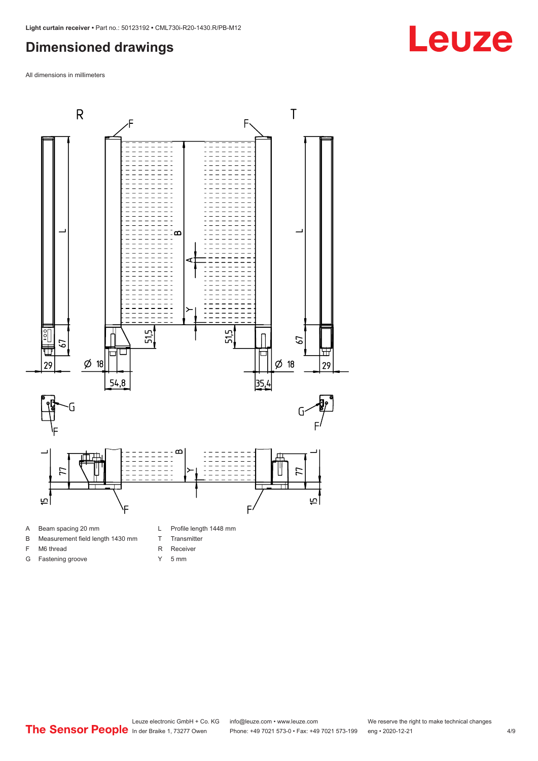## Dimensioned drawings

All dimensions in millimeters

- A Beam spacing 20 mm
- B Measurement field length 1430 mm
- F M6 thread
- G Fastening groove
- L Profile length 1448 mm
- T Transmitter
- R Receiver
- Y 5 mm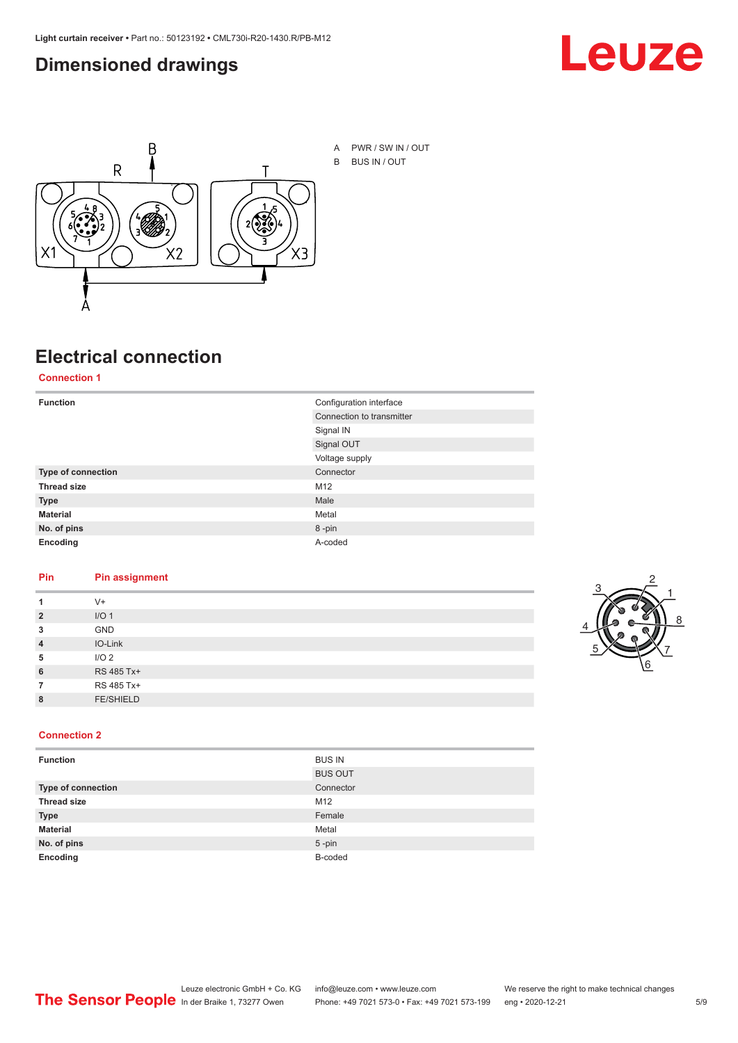# Dimensioned drawings

A PWR / SW IN / OUT

B BUS IN / OUT

# Electrical connection

## Connection 1

| Function | Configuration interface |
|---|---|
| | Connection to transmitter |
| | Signal IN |
| | Signal OUT |
| | Voltage supply |
| **Type of connection** | Connector |
| **Thread size** | M12 |
| **Type** | Male |
| **Material** | Metal |
| **No. of pins** | 8 -pin |
| **Encoding** | A-coded |

| Pin | Pin assignment |
|---|---|
| **1** | V+ |
| **2** | I/O 1 |
| **3** | GND |
| **4** | IO-Link |
| **5** | I/O 2 |
| **6** | RS 485 Tx+ |
| **7** | RS 485 Tx+ |
| **8** | FE/SHIELD |

## Connection 2

| Function | BUS IN |
|---|---|
| | BUS OUT |
| **Type of connection** | Connector |
| **Thread size** | M12 |
| **Type** | Female |
| **Material** | Metal |
| **No. of pins** | 5 -pin |
| **Encoding** | B-coded |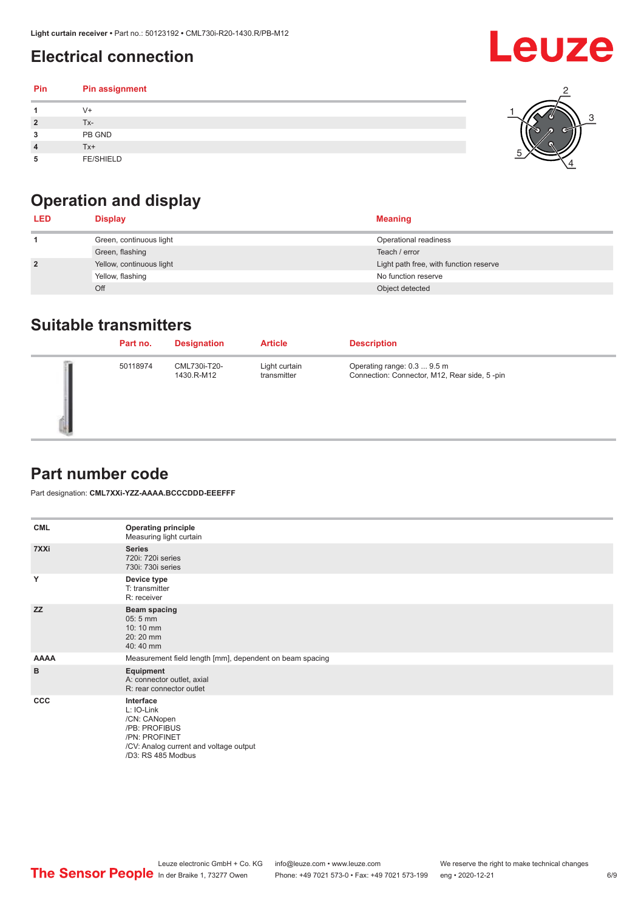## Electrical connection

| Pin | Pin assignment |
|---|---|
| 1 | V+ |
| 2 | Tx- |
| 3 | PB GND |
| 4 | Tx+ |
| 5 | FE/SHIELD |

## Operation and display

| LED | Display | Meaning |
|---|---|---|
| 1 | Green, continuous light | Operational readiness |
| | Green, flashing | Teach / error |
| 2 | Yellow, continuous light | Light path free, with function reserve |
| | Yellow, flashing | No function reserve |
| | Off | Object detected |

## Suitable transmitters

| | Part no. | Designation | Article | Description |
|---|---|---|---|---|
| | 50118974 | CML730i-T20-1430.R-M12 | Light curtain transmitter | Operating range: 0.3 ... 9.5 m<br>Connection: Connector, M12, Rear side, 5 -pin |

## Part number code

Part designation: **CML7XXi-YZZ-AAAA.BCCCDDD-EEEFFF**

| | |
|---|---|
| **CML** | **Operating principle**<br>Measuring light curtain |
| **7XXi** | **Series**<br>720i: 720i series<br>730i: 730i series |
| **Y** | **Device type**<br>T: transmitter<br>R: receiver |
| **ZZ** | **Beam spacing**<br>05: 5 mm<br>10: 10 mm<br>20: 20 mm<br>40: 40 mm |
| **AAAA** | Measurement field length [mm], dependent on beam spacing |
| **B** | **Equipment**<br>A: connector outlet, axial<br>R: rear connector outlet |
| **CCC** | **Interface**<br>L: IO-Link<br>/CN: CANopen<br>/PB: PROFIBUS<br>/PN: PROFINET<br>/CV: Analog current and voltage output<br>/D3: RS 485 Modbus |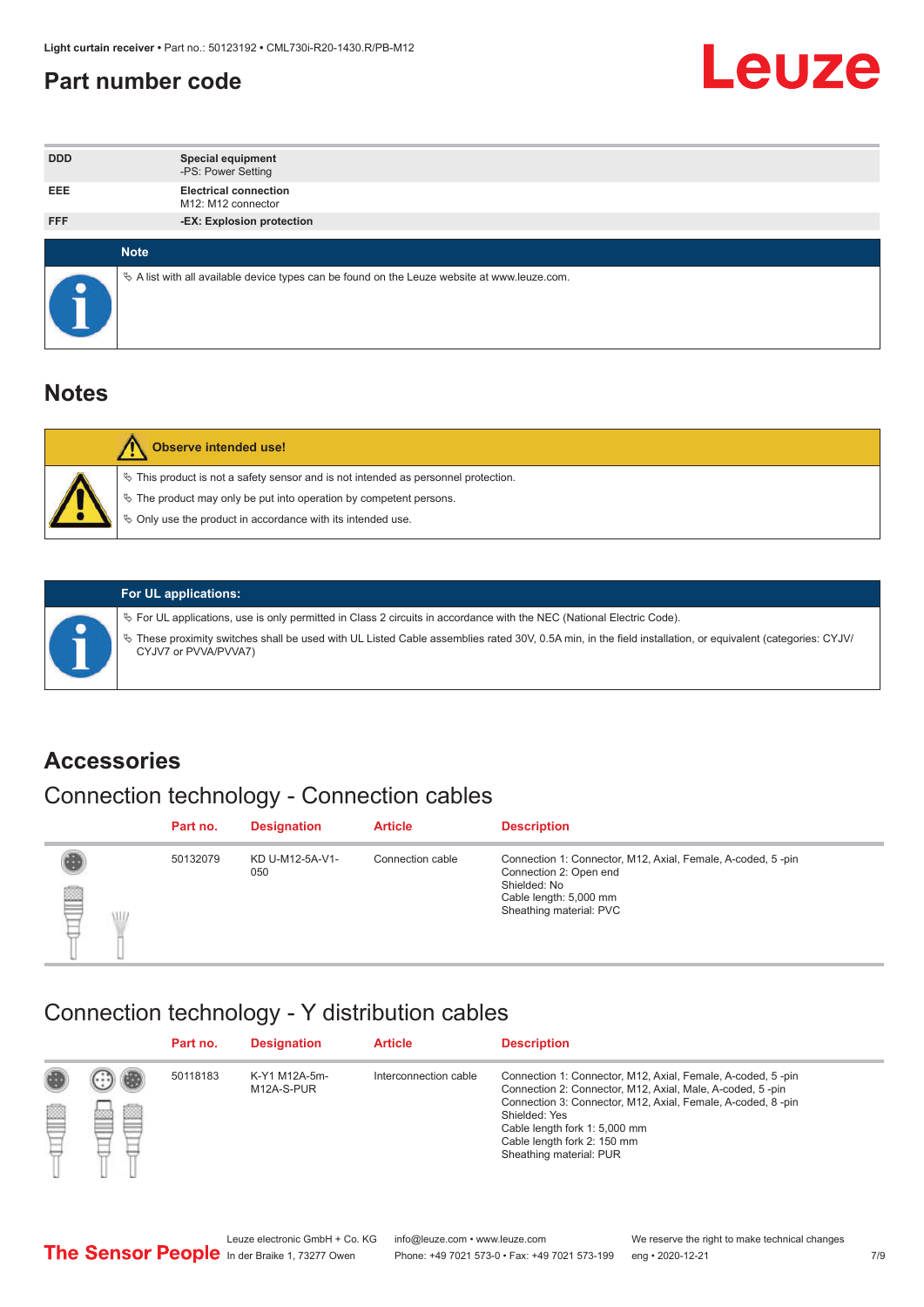# Part number code

| | |
|---|---|
| **DDD** | **Special equipment**<br>-PS: Power Setting |
| **EEE** | **Electrical connection**<br>M12: M12 connector |
| **FFF** | **-EX: Explosion protection** |

**Note**

- A list with all available device types can be found on the Leuze website at www.leuze.com.

# Notes

**Observe intended use!**

- This product is not a safety sensor and is not intended as personnel protection.
- The product may only be put into operation by competent persons.
- Only use the product in accordance with its intended use.

**For UL applications:**

- For UL applications, use is only permitted in Class 2 circuits in accordance with the NEC (National Electric Code).
- These proximity switches shall be used with UL Listed Cable assemblies rated 30V, 0.5A min, in the field installation, or equivalent (categories: CYJV/CYJV7 or PVVA/PVVA7)

# Accessories

## Connection technology - Connection cables

| Part no. | Designation | Article | Description |
|---|---|---|---|
| 50132079 | KD U-M12-5A-V1-050 | Connection cable | Connection 1: Connector, M12, Axial, Female, A-coded, 5 -pin<br>Connection 2: Open end<br>Shielded: No<br>Cable length: 5,000 mm<br>Sheathing material: PVC |

## Connection technology - Y distribution cables

| Part no. | Designation | Article | Description |
|---|---|---|---|
| 50118183 | K-Y1 M12A-5m-M12A-S-PUR | Interconnection cable | Connection 1: Connector, M12, Axial, Female, A-coded, 5 -pin<br>Connection 2: Connector, M12, Axial, Male, A-coded, 5 -pin<br>Connection 3: Connector, M12, Axial, Female, A-coded, 8 -pin<br>Shielded: Yes<br>Cable length fork 1: 5,000 mm<br>Cable length fork 2: 150 mm<br>Sheathing material: PUR |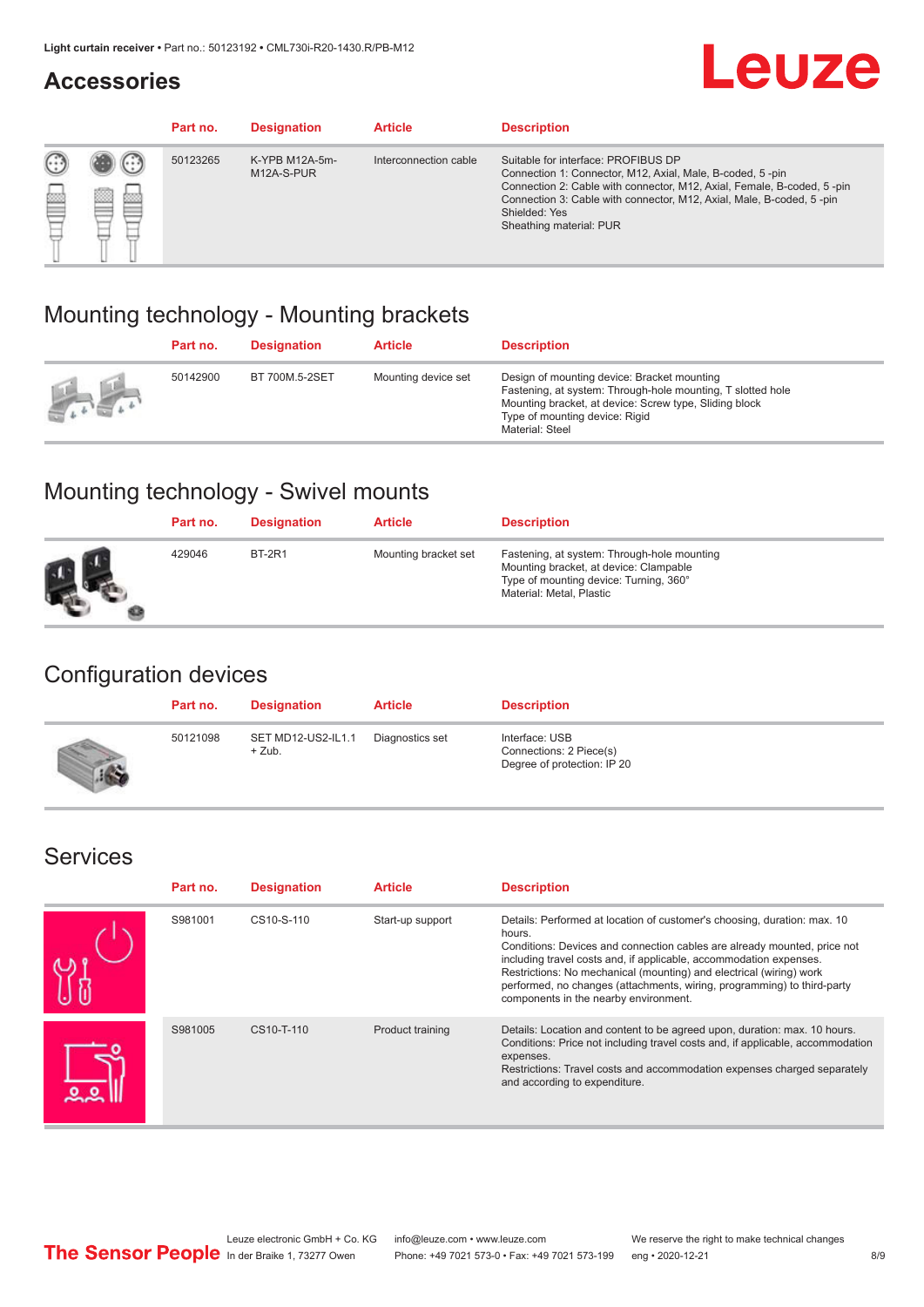## Accessories

| Part no. | Designation | Article | Description |
|---|---|---|---|
| 50123265 | K-YPB M12A-5m-M12A-S-PUR | Interconnection cable | Suitable for interface: PROFIBUS DP<br>Connection 1: Connector, M12, Axial, Male, B-coded, 5 -pin<br>Connection 2: Cable with connector, M12, Axial, Female, B-coded, 5 -pin<br>Connection 3: Cable with connector, M12, Axial, Male, B-coded, 5 -pin<br>Shielded: Yes<br>Sheathing material: PUR |

## Mounting technology - Mounting brackets

| Part no. | Designation | Article | Description |
|---|---|---|---|
| 50142900 | BT 700M.5-2SET | Mounting device set | Design of mounting device: Bracket mounting<br>Fastening, at system: Through-hole mounting, T slotted hole<br>Mounting bracket, at device: Screw type, Sliding block<br>Type of mounting device: Rigid<br>Material: Steel |

## Mounting technology - Swivel mounts

| Part no. | Designation | Article | Description |
|---|---|---|---|
| 429046 | BT-2R1 | Mounting bracket set | Fastening, at system: Through-hole mounting<br>Mounting bracket, at device: Clampable<br>Type of mounting device: Turning, 360°<br>Material: Metal, Plastic |

## Configuration devices

| Part no. | Designation | Article | Description |
|---|---|---|---|
| 50121098 | SET MD12-US2-IL1.1 + Zub. | Diagnostics set | Interface: USB<br>Connections: 2 Piece(s)<br>Degree of protection: IP 20 |

## Services

| Part no. | Designation | Article | Description |
|---|---|---|---|
| S981001 | CS10-S-110 | Start-up support | Details: Performed at location of customer's choosing, duration: max. 10 hours.<br>Conditions: Devices and connection cables are already mounted, price not including travel costs and, if applicable, accommodation expenses.<br>Restrictions: No mechanical (mounting) and electrical (wiring) work performed, no changes (attachments, wiring, programming) to third-party components in the nearby environment. |
| S981005 | CS10-T-110 | Product training | Details: Location and content to be agreed upon, duration: max. 10 hours.<br>Conditions: Price not including travel costs and, if applicable, accommodation expenses.<br>Restrictions: Travel costs and accommodation expenses charged separately and according to expenditure. |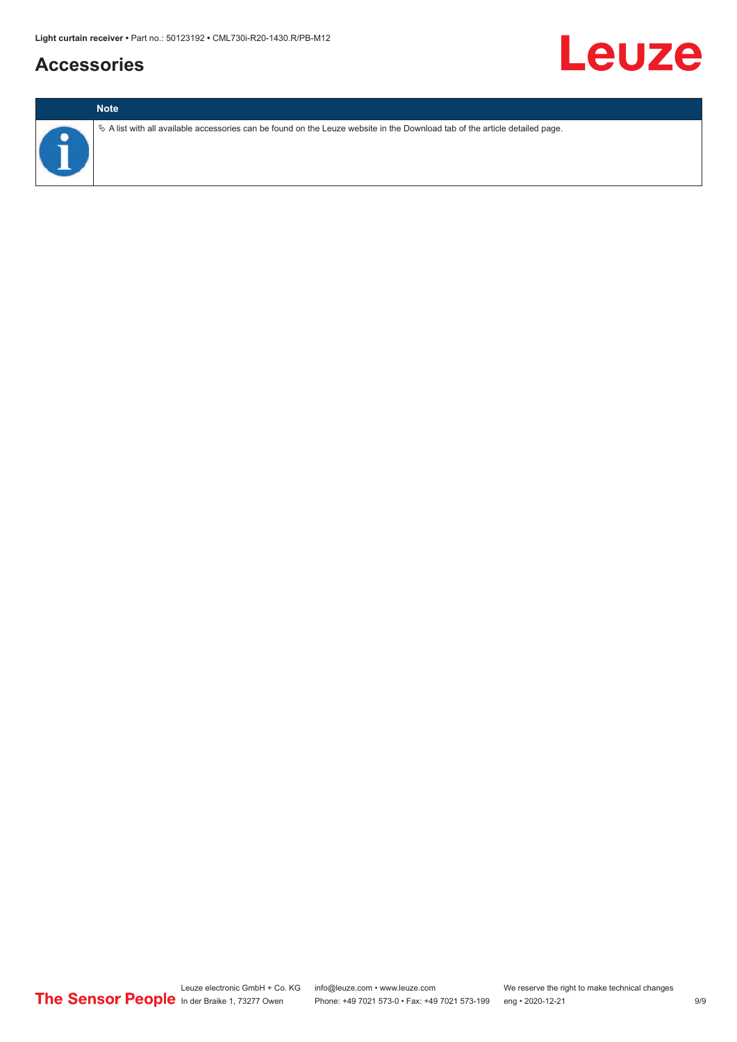## Accessories

| | Note |
|---|---|
| | ✎ A list with all available accessories can be found on the Leuze website in the Download tab of the article detailed page. |